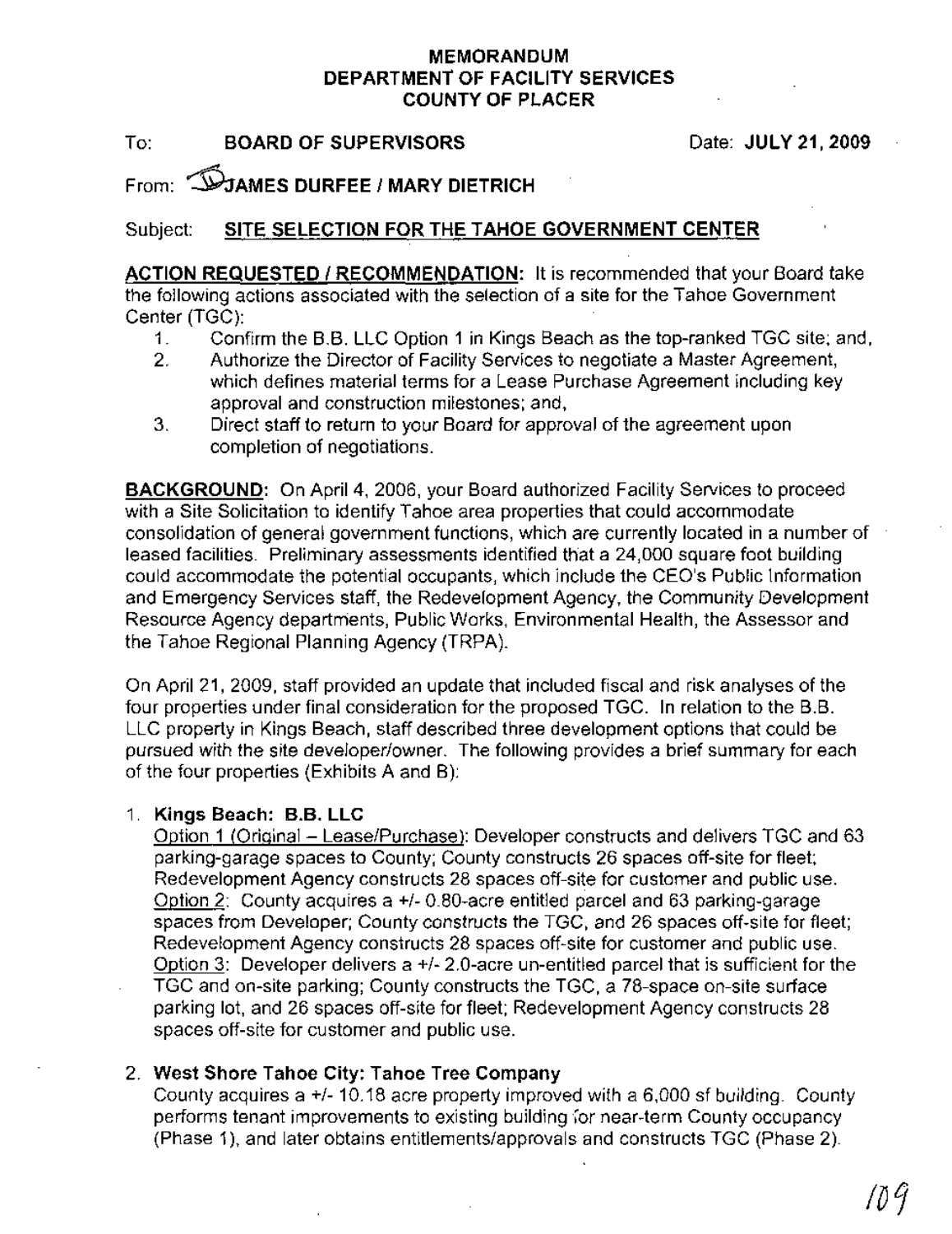# MEMORANDUM
# DEPARTMENT OF FACILITY SERVICES
# COUNTY OF PLACER

To: **BOARD OF SUPERVISORS** Date: **JULY 21, 2009**

From: **JAMES DURFEE / MARY DIETRICH**

Subject: **SITE SELECTION FOR THE TAHOE GOVERNMENT CENTER**

**ACTION REQUESTED / RECOMMENDATION:** It is recommended that your Board take the following actions associated with the selection of a site for the Tahoe Government Center (TGC):

1. Confirm the B.B. LLC Option 1 in Kings Beach as the top-ranked TGC site; and,
2. Authorize the Director of Facility Services to negotiate a Master Agreement, which defines material terms for a Lease Purchase Agreement including key approval and construction milestones; and,
3. Direct staff to return to your Board for approval of the agreement upon completion of negotiations.

**BACKGROUND:** On April 4, 2006, your Board authorized Facility Services to proceed with a Site Solicitation to identify Tahoe area properties that could accommodate consolidation of general government functions, which are currently located in a number of leased facilities. Preliminary assessments identified that a 24,000 square foot building could accommodate the potential occupants, which include the CEO's Public Information and Emergency Services staff, the Redevelopment Agency, the Community Development Resource Agency departments, Public Works, Environmental Health, the Assessor and the Tahoe Regional Planning Agency (TRPA).

On April 21, 2009, staff provided an update that included fiscal and risk analyses of the four properties under final consideration for the proposed TGC. In relation to the B.B. LLC property in Kings Beach, staff described three development options that could be pursued with the site developer/owner. The following provides a brief summary for each of the four properties (Exhibits A and B):

1. **Kings Beach: B.B. LLC**
   Option 1 (Original – Lease/Purchase): Developer constructs and delivers TGC and 63 parking-garage spaces to County; County constructs 26 spaces off-site for fleet; Redevelopment Agency constructs 28 spaces off-site for customer and public use.
   Option 2: County acquires a +/- 0.80-acre entitled parcel and 63 parking-garage spaces from Developer; County constructs the TGC, and 26 spaces off-site for fleet; Redevelopment Agency constructs 28 spaces off-site for customer and public use.
   Option 3: Developer delivers a +/- 2.0-acre un-entitled parcel that is sufficient for the TGC and on-site parking; County constructs the TGC, a 78-space on-site surface parking lot, and 26 spaces off-site for fleet; Redevelopment Agency constructs 28 spaces off-site for customer and public use.

2. **West Shore Tahoe City: Tahoe Tree Company**
   County acquires a +/- 10.18 acre property improved with a 6,000 sf building. County performs tenant improvements to existing building for near-term County occupancy (Phase 1), and later obtains entitlements/approvals and constructs TGC (Phase 2).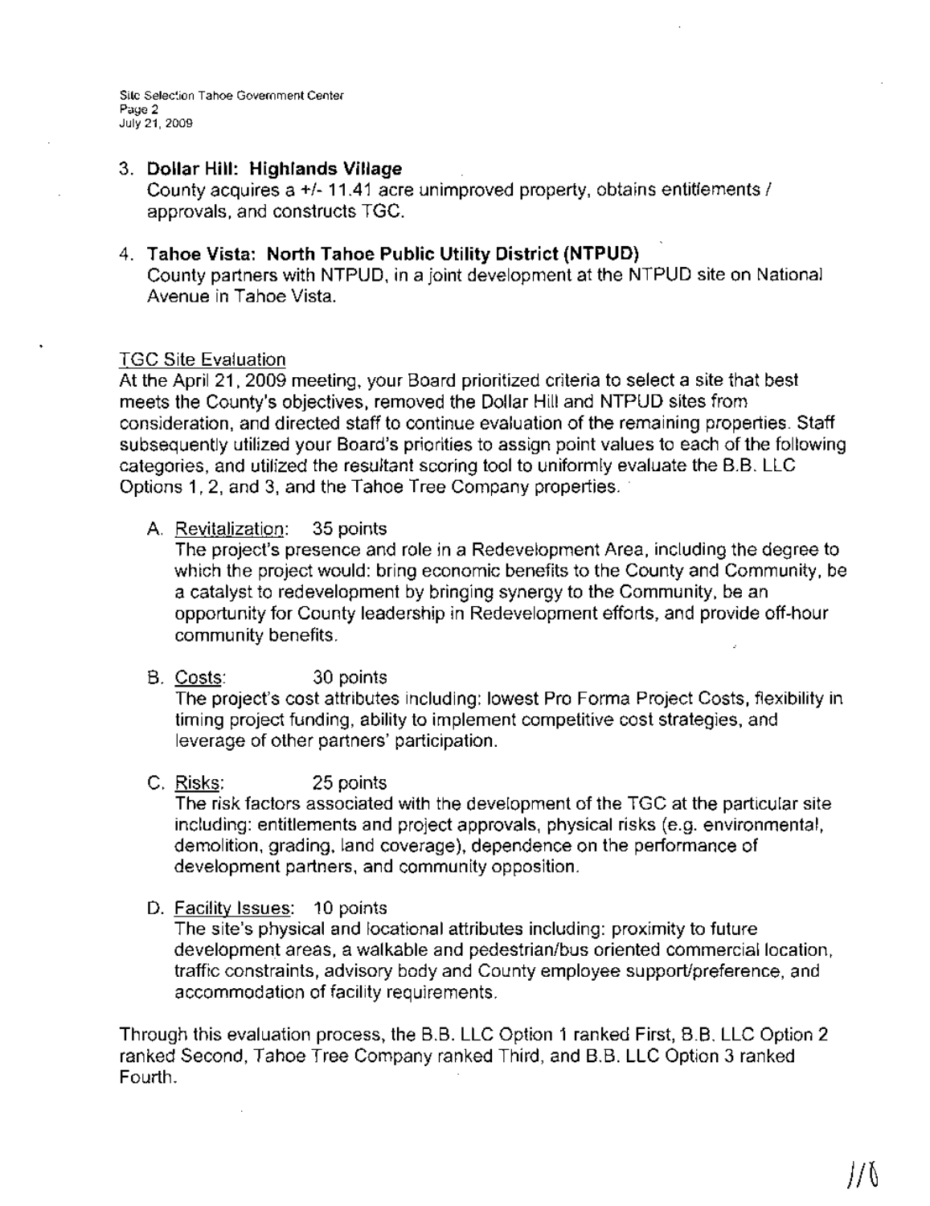3. **Dollar Hill: Highlands Village**
   County acquires a +/- 11.41 acre unimproved property, obtains entitlements / approvals, and constructs TGC.

4. **Tahoe Vista: North Tahoe Public Utility District (NTPUD)**
   County partners with NTPUD, in a joint development at the NTPUD site on National Avenue in Tahoe Vista.

TGC Site Evaluation

At the April 21, 2009 meeting, your Board prioritized criteria to select a site that best meets the County's objectives, removed the Dollar Hill and NTPUD sites from consideration, and directed staff to continue evaluation of the remaining properties. Staff subsequently utilized your Board's priorities to assign point values to each of the following categories, and utilized the resultant scoring tool to uniformly evaluate the B.B. LLC Options 1, 2, and 3, and the Tahoe Tree Company properties.

A. Revitalization: 35 points
   The project's presence and role in a Redevelopment Area, including the degree to which the project would: bring economic benefits to the County and Community, be a catalyst to redevelopment by bringing synergy to the Community, be an opportunity for County leadership in Redevelopment efforts, and provide off-hour community benefits.

B. Costs: 30 points
   The project's cost attributes including: lowest Pro Forma Project Costs, flexibility in timing project funding, ability to implement competitive cost strategies, and leverage of other partners' participation.

C. Risks: 25 points
   The risk factors associated with the development of the TGC at the particular site including: entitlements and project approvals, physical risks (e.g. environmental, demolition, grading, land coverage), dependence on the performance of development partners, and community opposition.

D. Facility Issues: 10 points
   The site's physical and locational attributes including: proximity to future development areas, a walkable and pedestrian/bus oriented commercial location, traffic constraints, advisory body and County employee support/preference, and accommodation of facility requirements.

Through this evaluation process, the B.B. LLC Option 1 ranked First, B.B. LLC Option 2 ranked Second, Tahoe Tree Company ranked Third, and B.B. LLC Option 3 ranked Fourth.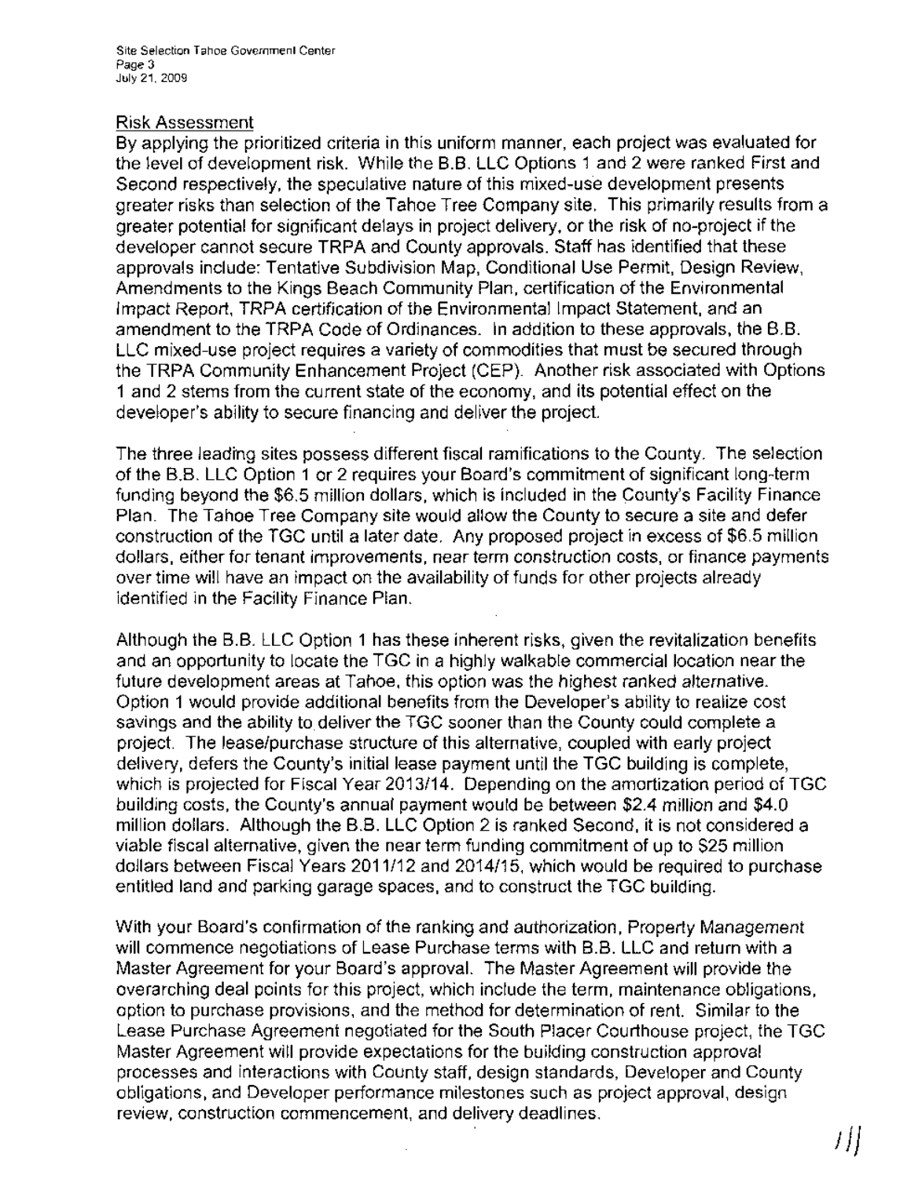## Risk Assessment

By applying the prioritized criteria in this uniform manner, each project was evaluated for the level of development risk. While the B.B. LLC Options 1 and 2 were ranked First and Second respectively, the speculative nature of this mixed-use development presents greater risks than selection of the Tahoe Tree Company site. This primarily results from a greater potential for significant delays in project delivery, or the risk of no-project if the developer cannot secure TRPA and County approvals. Staff has identified that these approvals include: Tentative Subdivision Map, Conditional Use Permit, Design Review, Amendments to the Kings Beach Community Plan, certification of the Environmental Impact Report, TRPA certification of the Environmental Impact Statement, and an amendment to the TRPA Code of Ordinances. In addition to these approvals, the B.B. LLC mixed-use project requires a variety of commodities that must be secured through the TRPA Community Enhancement Project (CEP). Another risk associated with Options 1 and 2 stems from the current state of the economy, and its potential effect on the developer's ability to secure financing and deliver the project.

The three leading sites possess different fiscal ramifications to the County. The selection of the B.B. LLC Option 1 or 2 requires your Board's commitment of significant long-term funding beyond the $6.5 million dollars, which is included in the County's Facility Finance Plan. The Tahoe Tree Company site would allow the County to secure a site and defer construction of the TGC until a later date. Any proposed project in excess of $6.5 million dollars, either for tenant improvements, near term construction costs, or finance payments over time will have an impact on the availability of funds for other projects already identified in the Facility Finance Plan.

Although the B.B. LLC Option 1 has these inherent risks, given the revitalization benefits and an opportunity to locate the TGC in a highly walkable commercial location near the future development areas at Tahoe, this option was the highest ranked alternative. Option 1 would provide additional benefits from the Developer's ability to realize cost savings and the ability to deliver the TGC sooner than the County could complete a project. The lease/purchase structure of this alternative, coupled with early project delivery, defers the County's initial lease payment until the TGC building is complete, which is projected for Fiscal Year 2013/14. Depending on the amortization period of TGC building costs, the County's annual payment would be between $2.4 million and $4.0 million dollars. Although the B.B. LLC Option 2 is ranked Second, it is not considered a viable fiscal alternative, given the near term funding commitment of up to $25 million dollars between Fiscal Years 2011/12 and 2014/15, which would be required to purchase entitled land and parking garage spaces, and to construct the TGC building.

With your Board's confirmation of the ranking and authorization, Property Management will commence negotiations of Lease Purchase terms with B.B. LLC and return with a Master Agreement for your Board's approval. The Master Agreement will provide the overarching deal points for this project, which include the term, maintenance obligations, option to purchase provisions, and the method for determination of rent. Similar to the Lease Purchase Agreement negotiated for the South Placer Courthouse project, the TGC Master Agreement will provide expectations for the building construction approval processes and interactions with County staff, design standards, Developer and County obligations, and Developer performance milestones such as project approval, design review, construction commencement, and delivery deadlines.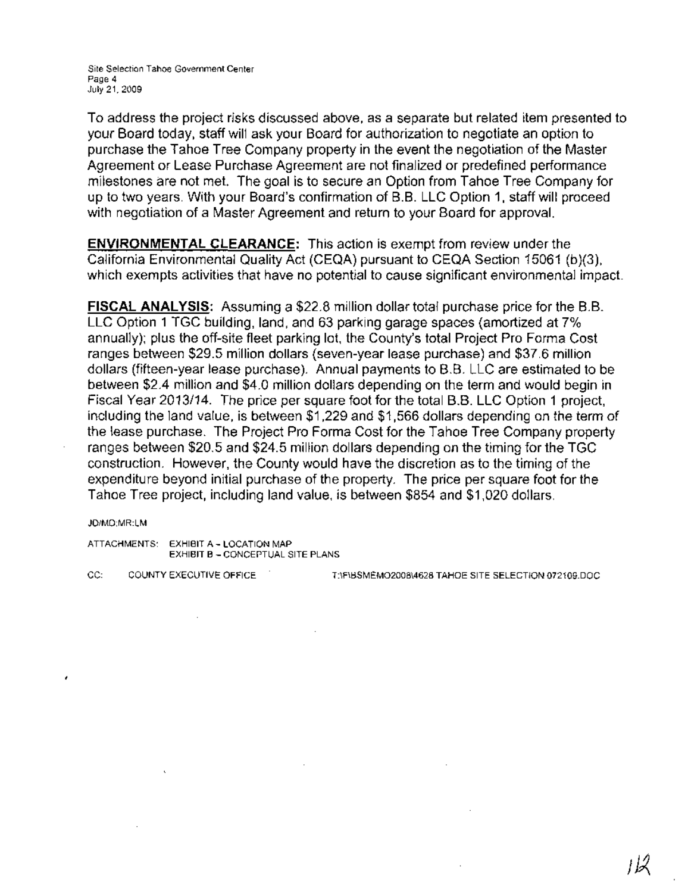To address the project risks discussed above, as a separate but related item presented to your Board today, staff will ask your Board for authorization to negotiate an option to purchase the Tahoe Tree Company property in the event the negotiation of the Master Agreement or Lease Purchase Agreement are not finalized or predefined performance milestones are not met. The goal is to secure an Option from Tahoe Tree Company for up to two years. With your Board's confirmation of B.B. LLC Option 1, staff will proceed with negotiation of a Master Agreement and return to your Board for approval.

**ENVIRONMENTAL CLEARANCE:** This action is exempt from review under the California Environmental Quality Act (CEQA) pursuant to CEQA Section 15061 (b)(3), which exempts activities that have no potential to cause significant environmental impact.

**FISCAL ANALYSIS:** Assuming a $22.8 million dollar total purchase price for the B.B. LLC Option 1 TGC building, land, and 63 parking garage spaces (amortized at 7% annually); plus the off-site fleet parking lot, the County's total Project Pro Forma Cost ranges between $29.5 million dollars (seven-year lease purchase) and $37.6 million dollars (fifteen-year lease purchase). Annual payments to B.B. LLC are estimated to be between $2.4 million and $4.0 million dollars depending on the term and would begin in Fiscal Year 2013/14. The price per square foot for the total B.B. LLC Option 1 project, including the land value, is between $1,229 and $1,566 dollars depending on the term of the lease purchase. The Project Pro Forma Cost for the Tahoe Tree Company property ranges between $20.5 and $24.5 million dollars depending on the timing for the TGC construction. However, the County would have the discretion as to the timing of the expenditure beyond initial purchase of the property. The price per square foot for the Tahoe Tree project, including land value, is between $854 and $1,020 dollars.

JD/MD:MR:LM

ATTACHMENTS: EXHIBIT A – LOCATION MAP
EXHIBIT B – CONCEPTUAL SITE PLANS

CC: COUNTY EXECUTIVE OFFICE T:\F\BSMEMO2008\4628 TAHOE SITE SELECTION 072109.DOC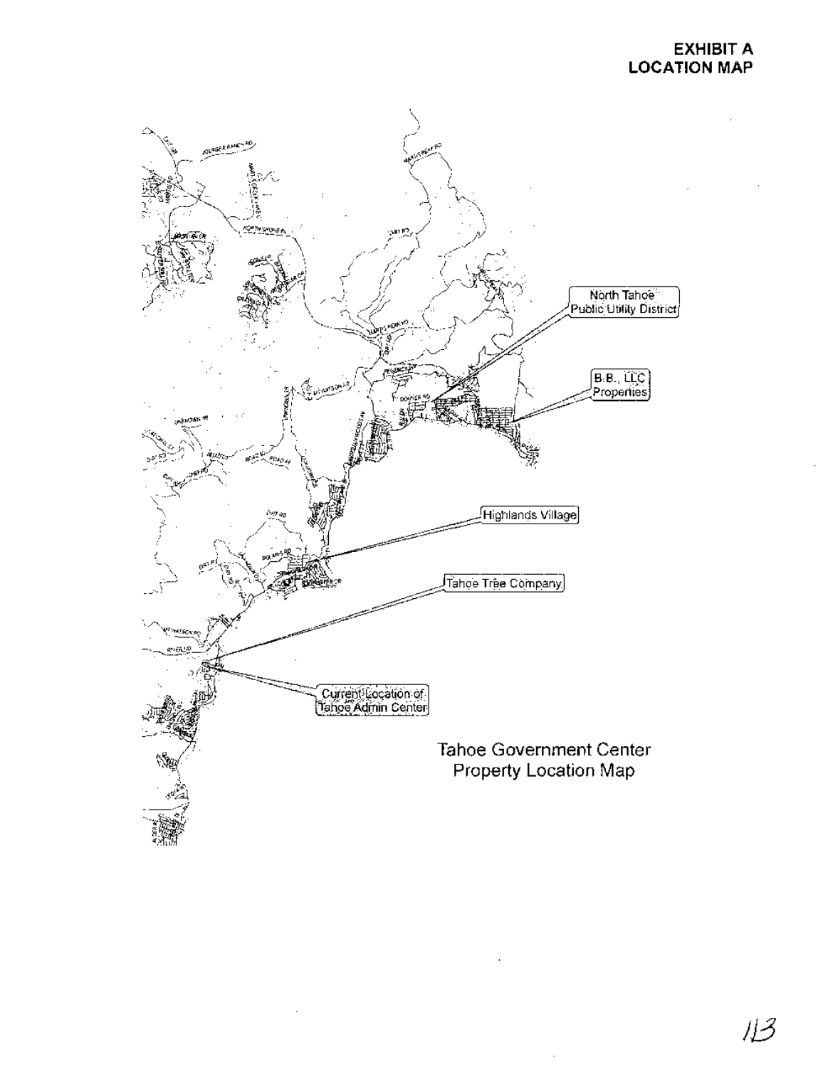**EXHIBIT A**
**LOCATION MAP**

North Tahoe Public Utility District

B.B., LLC Properties

Highlands Village

Tahoe Tree Company

Current Location of Tahoe Admin Center

Tahoe Government Center
Property Location Map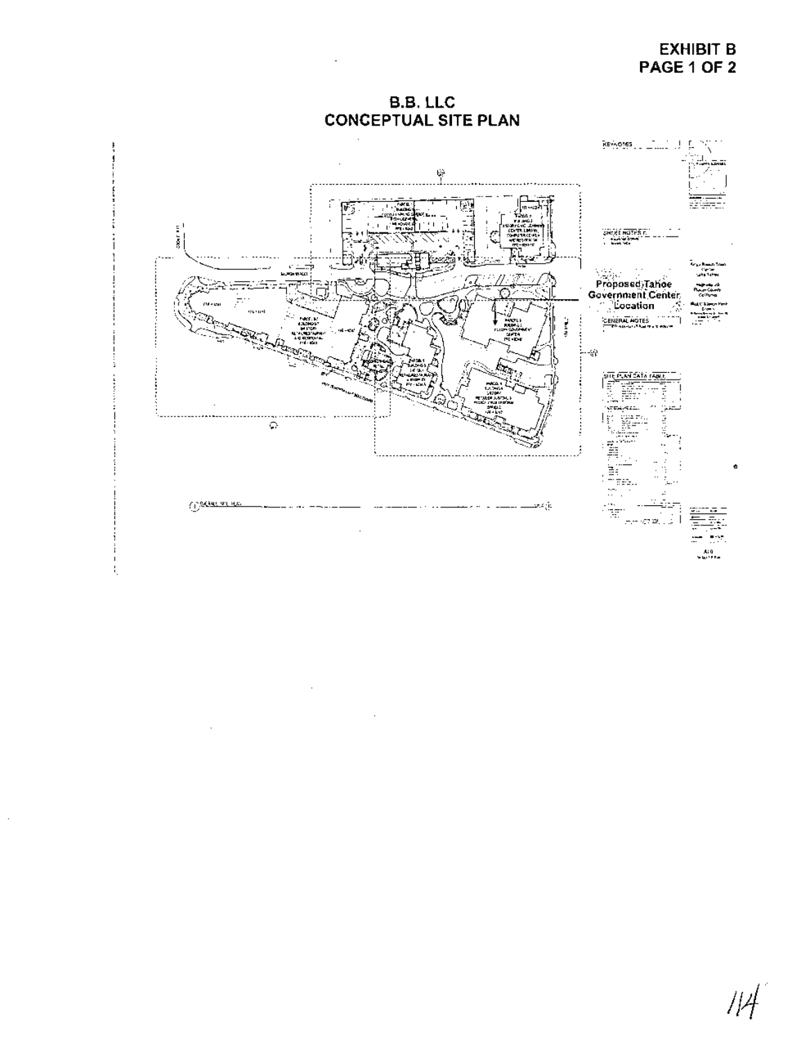**EXHIBIT B**
**PAGE 1 OF 2**

## B.B. LLC
## CONCEPTUAL SITE PLAN

Proposed Tahoe Government Center Location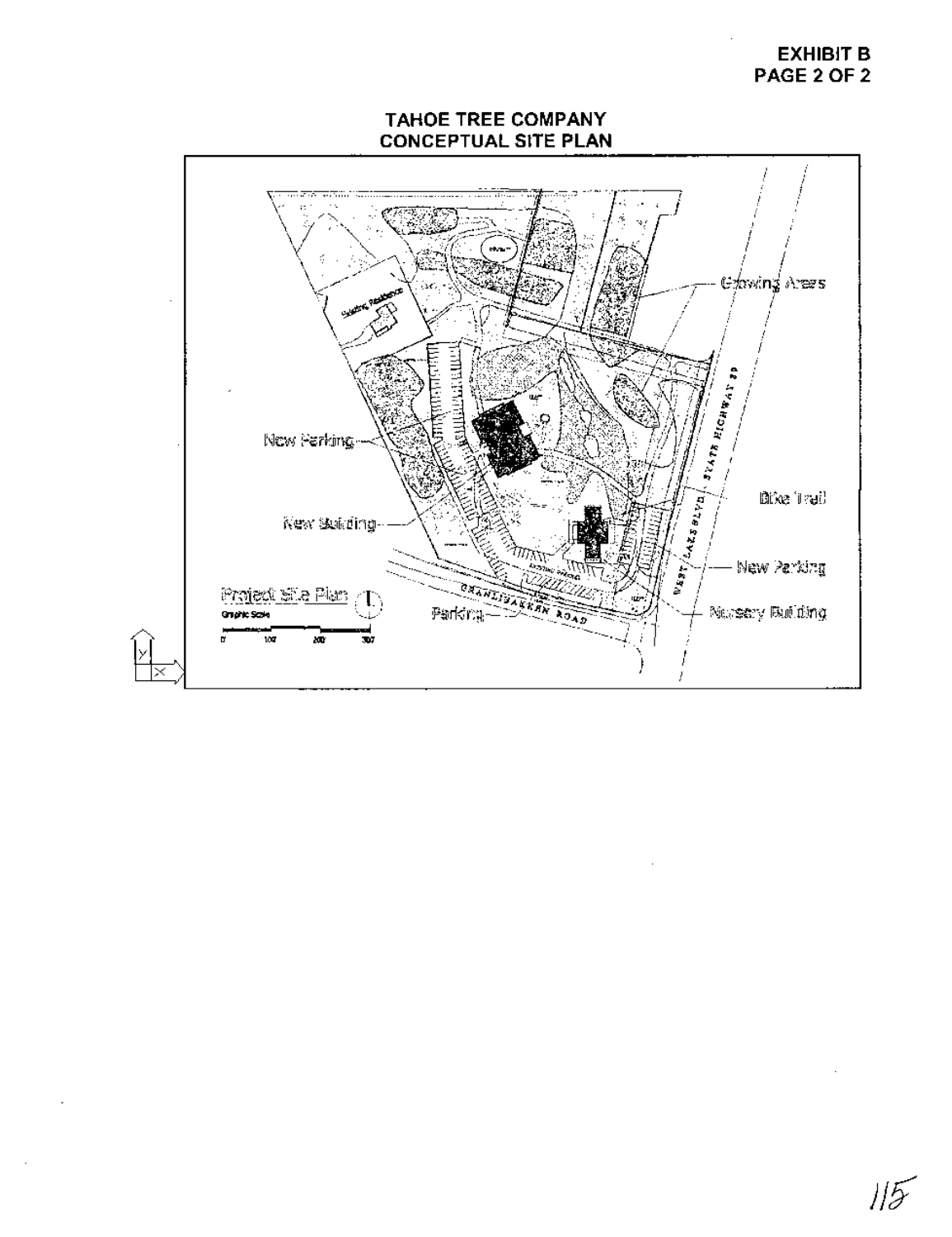**EXHIBIT B**
**PAGE 2 OF 2**

## TAHOE TREE COMPANY
## CONCEPTUAL SITE PLAN

Growing Areas

New Parking

New Building

Bike Trail

New Parking

Nursery Building

Parking

Project Site Plan

Graphic Scale

0 100 200 300

GRANLIBAKKEN ROAD

WEST LAKE BLVD. STATE HIGHWAY 89